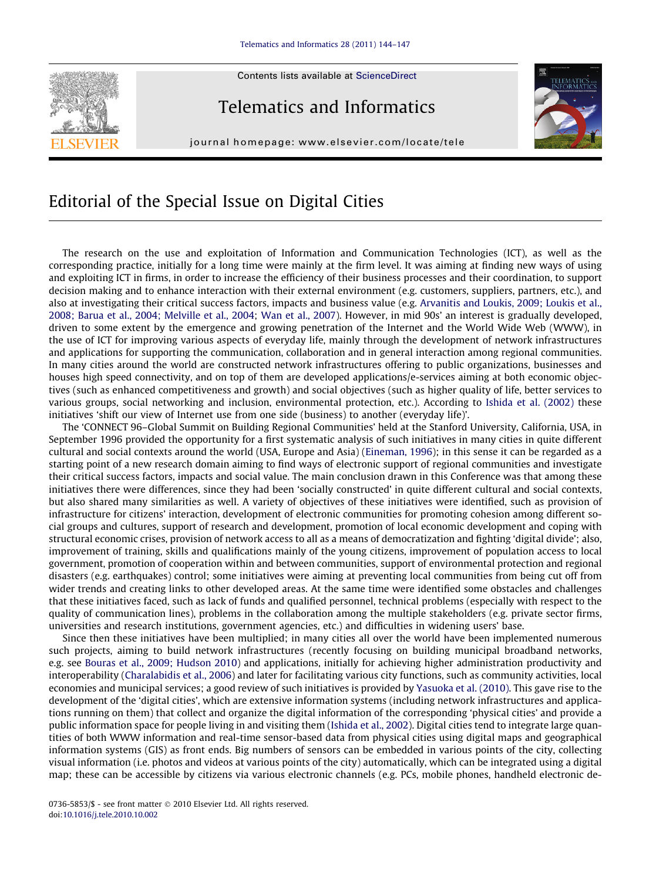Contents lists available at ScienceDirect

# Telematics and Informatics

journal homepage: www.elsevier.com/locate/tele

# Editorial of the Special Issue on Digital Cities

The research on the use and exploitation of Information and Communication Technologies (ICT), as well as the corresponding practice, initially for a long time were mainly at the firm level. It was aiming at finding new ways of using and exploiting ICT in firms, in order to increase the efficiency of their business processes and their coordination, to support decision making and to enhance interaction with their external environment (e.g. customers, suppliers, partners, etc.), and also at investigating their critical success factors, impacts and business value (e.g. Arvanitis and Loukis, 2009; Loukis et al., 2008; Barua et al., 2004; Melville et al., 2004; Wan et al., 2007). However, in mid 90s' an interest is gradually developed, driven to some extent by the emergence and growing penetration of the Internet and the World Wide Web (WWW), in the use of ICT for improving various aspects of everyday life, mainly through the development of network infrastructures and applications for supporting the communication, collaboration and in general interaction among regional communities. In many cities around the world are constructed network infrastructures offering to public organizations, businesses and houses high speed connectivity, and on top of them are developed applications/e-services aiming at both economic objectives (such as enhanced competitiveness and growth) and social objectives (such as higher quality of life, better services to various groups, social networking and inclusion, environmental protection, etc.). According to Ishida et al. (2002) these initiatives 'shift our view of Internet use from one side (business) to another (everyday life)'.

The 'CONNECT 96–Global Summit on Building Regional Communities' held at the Stanford University, California, USA, in September 1996 provided the opportunity for a first systematic analysis of such initiatives in many cities in quite different cultural and social contexts around the world (USA, Europe and Asia) (Eineman, 1996); in this sense it can be regarded as a starting point of a new research domain aiming to find ways of electronic support of regional communities and investigate their critical success factors, impacts and social value. The main conclusion drawn in this Conference was that among these initiatives there were differences, since they had been 'socially constructed' in quite different cultural and social contexts, but also shared many similarities as well. A variety of objectives of these initiatives were identified, such as provision of infrastructure for citizens' interaction, development of electronic communities for promoting cohesion among different social groups and cultures, support of research and development, promotion of local economic development and coping with structural economic crises, provision of network access to all as a means of democratization and fighting 'digital divide'; also, improvement of training, skills and qualifications mainly of the young citizens, improvement of population access to local government, promotion of cooperation within and between communities, support of environmental protection and regional disasters (e.g. earthquakes) control; some initiatives were aiming at preventing local communities from being cut off from wider trends and creating links to other developed areas. At the same time were identified some obstacles and challenges that these initiatives faced, such as lack of funds and qualified personnel, technical problems (especially with respect to the quality of communication lines), problems in the collaboration among the multiple stakeholders (e.g. private sector firms, universities and research institutions, government agencies, etc.) and difficulties in widening users' base.

Since then these initiatives have been multiplied; in many cities all over the world have been implemented numerous such projects, aiming to build network infrastructures (recently focusing on building municipal broadband networks, e.g. see Bouras et al., 2009; Hudson 2010) and applications, initially for achieving higher administration productivity and interoperability (Charalabidis et al., 2006) and later for facilitating various city functions, such as community activities, local economies and municipal services; a good review of such initiatives is provided by Yasuoka et al. (2010). This gave rise to the development of the 'digital cities', which are extensive information systems (including network infrastructures and applications running on them) that collect and organize the digital information of the corresponding 'physical cities' and provide a public information space for people living in and visiting them (Ishida et al., 2002). Digital cities tend to integrate large quantities of both WWW information and real-time sensor-based data from physical cities using digital maps and geographical information systems (GIS) as front ends. Big numbers of sensors can be embedded in various points of the city, collecting visual information (i.e. photos and videos at various points of the city) automatically, which can be integrated using a digital map; these can be accessible by citizens via various electronic channels (e.g. PCs, mobile phones, handheld electronic de-

0736-5853/$ - see front matter © 2010 Elsevier Ltd. All rights reserved.
doi:10.1016/j.tele.2010.10.002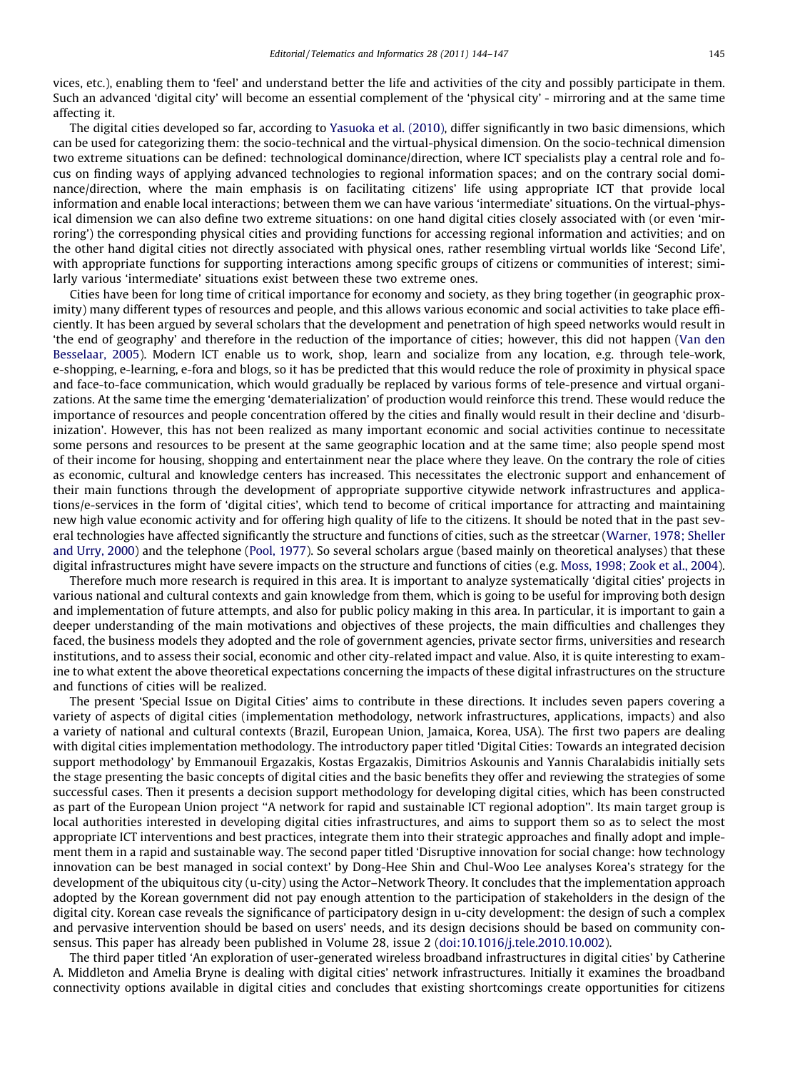vices, etc.), enabling them to 'feel' and understand better the life and activities of the city and possibly participate in them. Such an advanced 'digital city' will become an essential complement of the 'physical city' - mirroring and at the same time affecting it.

The digital cities developed so far, according to Yasuoka et al. (2010), differ significantly in two basic dimensions, which can be used for categorizing them: the socio-technical and the virtual-physical dimension. On the socio-technical dimension two extreme situations can be defined: technological dominance/direction, where ICT specialists play a central role and focus on finding ways of applying advanced technologies to regional information spaces; and on the contrary social dominance/direction, where the main emphasis is on facilitating citizens' life using appropriate ICT that provide local information and enable local interactions; between them we can have various 'intermediate' situations. On the virtual-physical dimension we can also define two extreme situations: on one hand digital cities closely associated with (or even 'mirroring') the corresponding physical cities and providing functions for accessing regional information and activities; and on the other hand digital cities not directly associated with physical ones, rather resembling virtual worlds like 'Second Life', with appropriate functions for supporting interactions among specific groups of citizens or communities of interest; similarly various 'intermediate' situations exist between these two extreme ones.

Cities have been for long time of critical importance for economy and society, as they bring together (in geographic proximity) many different types of resources and people, and this allows various economic and social activities to take place efficiently. It has been argued by several scholars that the development and penetration of high speed networks would result in 'the end of geography' and therefore in the reduction of the importance of cities; however, this did not happen (Van den Besselaar, 2005). Modern ICT enable us to work, shop, learn and socialize from any location, e.g. through tele-work, e-shopping, e-learning, e-fora and blogs, so it has be predicted that this would reduce the role of proximity in physical space and face-to-face communication, which would gradually be replaced by various forms of tele-presence and virtual organizations. At the same time the emerging 'dematerialization' of production would reinforce this trend. These would reduce the importance of resources and people concentration offered by the cities and finally would result in their decline and 'disurbinization'. However, this has not been realized as many important economic and social activities continue to necessitate some persons and resources to be present at the same geographic location and at the same time; also people spend most of their income for housing, shopping and entertainment near the place where they leave. On the contrary the role of cities as economic, cultural and knowledge centers has increased. This necessitates the electronic support and enhancement of their main functions through the development of appropriate supportive citywide network infrastructures and applications/e-services in the form of 'digital cities', which tend to become of critical importance for attracting and maintaining new high value economic activity and for offering high quality of life to the citizens. It should be noted that in the past several technologies have affected significantly the structure and functions of cities, such as the streetcar (Warner, 1978; Sheller and Urry, 2000) and the telephone (Pool, 1977). So several scholars argue (based mainly on theoretical analyses) that these digital infrastructures might have severe impacts on the structure and functions of cities (e.g. Moss, 1998; Zook et al., 2004).

Therefore much more research is required in this area. It is important to analyze systematically 'digital cities' projects in various national and cultural contexts and gain knowledge from them, which is going to be useful for improving both design and implementation of future attempts, and also for public policy making in this area. In particular, it is important to gain a deeper understanding of the main motivations and objectives of these projects, the main difficulties and challenges they faced, the business models they adopted and the role of government agencies, private sector firms, universities and research institutions, and to assess their social, economic and other city-related impact and value. Also, it is quite interesting to examine to what extent the above theoretical expectations concerning the impacts of these digital infrastructures on the structure and functions of cities will be realized.

The present 'Special Issue on Digital Cities' aims to contribute in these directions. It includes seven papers covering a variety of aspects of digital cities (implementation methodology, network infrastructures, applications, impacts) and also a variety of national and cultural contexts (Brazil, European Union, Jamaica, Korea, USA). The first two papers are dealing with digital cities implementation methodology. The introductory paper titled 'Digital Cities: Towards an integrated decision support methodology' by Emmanouil Ergazakis, Kostas Ergazakis, Dimitrios Askounis and Yannis Charalabidis initially sets the stage presenting the basic concepts of digital cities and the basic benefits they offer and reviewing the strategies of some successful cases. Then it presents a decision support methodology for developing digital cities, which has been constructed as part of the European Union project "A network for rapid and sustainable ICT regional adoption". Its main target group is local authorities interested in developing digital cities infrastructures, and aims to support them so as to select the most appropriate ICT interventions and best practices, integrate them into their strategic approaches and finally adopt and implement them in a rapid and sustainable way. The second paper titled 'Disruptive innovation for social change: how technology innovation can be best managed in social context' by Dong-Hee Shin and Chul-Woo Lee analyses Korea's strategy for the development of the ubiquitous city (u-city) using the Actor–Network Theory. It concludes that the implementation approach adopted by the Korean government did not pay enough attention to the participation of stakeholders in the design of the digital city. Korean case reveals the significance of participatory design in u-city development: the design of such a complex and pervasive intervention should be based on users' needs, and its design decisions should be based on community consensus. This paper has already been published in Volume 28, issue 2 (doi:10.1016/j.tele.2010.10.002).

The third paper titled 'An exploration of user-generated wireless broadband infrastructures in digital cities' by Catherine A. Middleton and Amelia Bryne is dealing with digital cities' network infrastructures. Initially it examines the broadband connectivity options available in digital cities and concludes that existing shortcomings create opportunities for citizens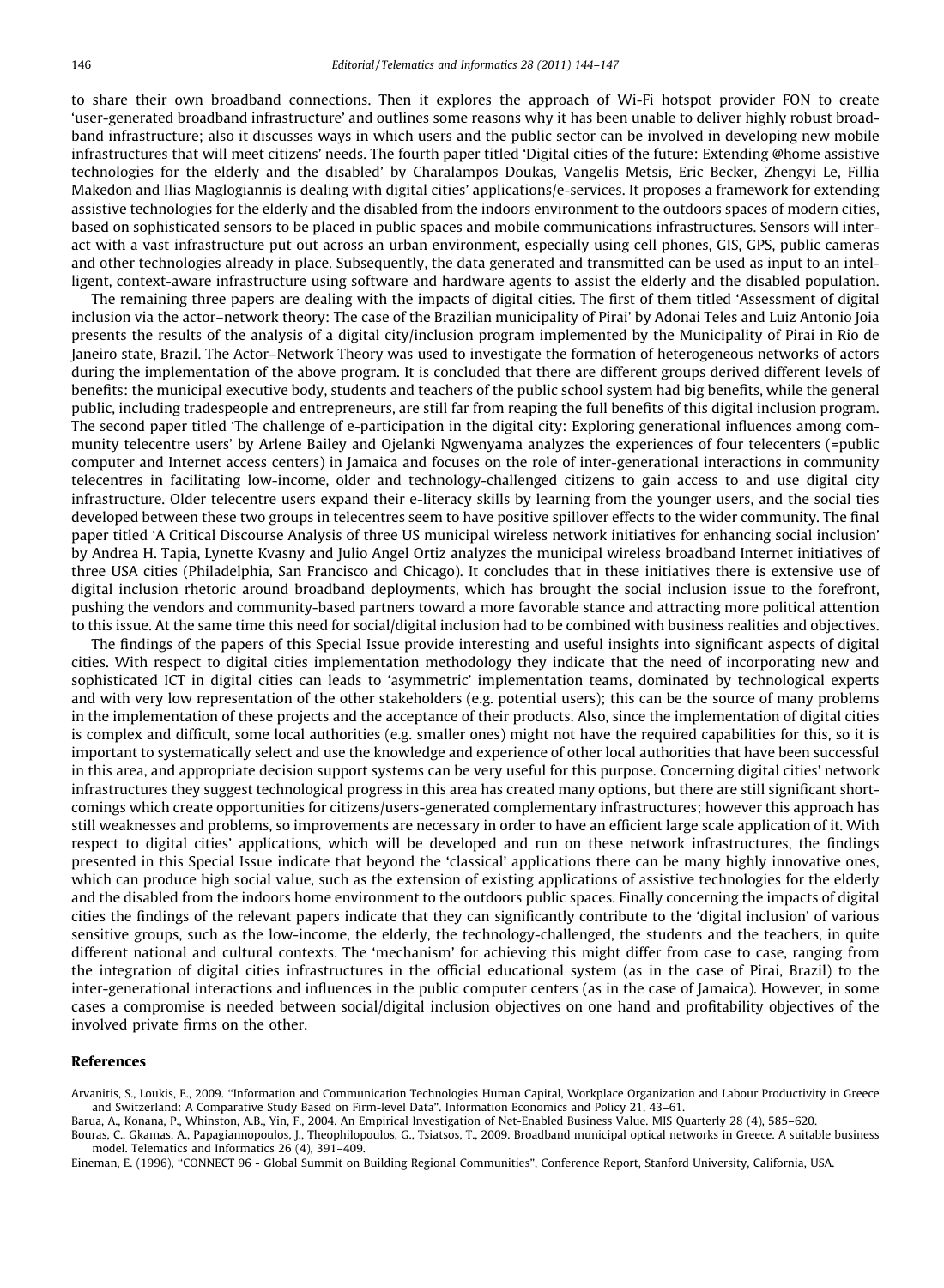to share their own broadband connections. Then it explores the approach of Wi-Fi hotspot provider FON to create 'user-generated broadband infrastructure' and outlines some reasons why it has been unable to deliver highly robust broadband infrastructure; also it discusses ways in which users and the public sector can be involved in developing new mobile infrastructures that will meet citizens' needs. The fourth paper titled 'Digital cities of the future: Extending @home assistive technologies for the elderly and the disabled' by Charalampos Doukas, Vangelis Metsis, Eric Becker, Zhengyi Le, Fillia Makedon and Ilias Maglogiannis is dealing with digital cities' applications/e-services. It proposes a framework for extending assistive technologies for the elderly and the disabled from the indoors environment to the outdoors spaces of modern cities, based on sophisticated sensors to be placed in public spaces and mobile communications infrastructures. Sensors will interact with a vast infrastructure put out across an urban environment, especially using cell phones, GIS, GPS, public cameras and other technologies already in place. Subsequently, the data generated and transmitted can be used as input to an intelligent, context-aware infrastructure using software and hardware agents to assist the elderly and the disabled population.

The remaining three papers are dealing with the impacts of digital cities. The first of them titled 'Assessment of digital inclusion via the actor–network theory: The case of the Brazilian municipality of Pirai' by Adonai Teles and Luiz Antonio Joia presents the results of the analysis of a digital city/inclusion program implemented by the Municipality of Pirai in Rio de Janeiro state, Brazil. The Actor–Network Theory was used to investigate the formation of heterogeneous networks of actors during the implementation of the above program. It is concluded that there are different groups derived different levels of benefits: the municipal executive body, students and teachers of the public school system had big benefits, while the general public, including tradespeople and entrepreneurs, are still far from reaping the full benefits of this digital inclusion program. The second paper titled 'The challenge of e-participation in the digital city: Exploring generational influences among community telecentre users' by Arlene Bailey and Ojelanki Ngwenyama analyzes the experiences of four telecenters (=public computer and Internet access centers) in Jamaica and focuses on the role of inter-generational interactions in community telecentres in facilitating low-income, older and technology-challenged citizens to gain access to and use digital city infrastructure. Older telecentre users expand their e-literacy skills by learning from the younger users, and the social ties developed between these two groups in telecentres seem to have positive spillover effects to the wider community. The final paper titled 'A Critical Discourse Analysis of three US municipal wireless network initiatives for enhancing social inclusion' by Andrea H. Tapia, Lynette Kvasny and Julio Angel Ortiz analyzes the municipal wireless broadband Internet initiatives of three USA cities (Philadelphia, San Francisco and Chicago). It concludes that in these initiatives there is extensive use of digital inclusion rhetoric around broadband deployments, which has brought the social inclusion issue to the forefront, pushing the vendors and community-based partners toward a more favorable stance and attracting more political attention to this issue. At the same time this need for social/digital inclusion had to be combined with business realities and objectives.

The findings of the papers of this Special Issue provide interesting and useful insights into significant aspects of digital cities. With respect to digital cities implementation methodology they indicate that the need of incorporating new and sophisticated ICT in digital cities can leads to 'asymmetric' implementation teams, dominated by technological experts and with very low representation of the other stakeholders (e.g. potential users); this can be the source of many problems in the implementation of these projects and the acceptance of their products. Also, since the implementation of digital cities is complex and difficult, some local authorities (e.g. smaller ones) might not have the required capabilities for this, so it is important to systematically select and use the knowledge and experience of other local authorities that have been successful in this area, and appropriate decision support systems can be very useful for this purpose. Concerning digital cities' network infrastructures they suggest technological progress in this area has created many options, but there are still significant shortcomings which create opportunities for citizens/users-generated complementary infrastructures; however this approach has still weaknesses and problems, so improvements are necessary in order to have an efficient large scale application of it. With respect to digital cities' applications, which will be developed and run on these network infrastructures, the findings presented in this Special Issue indicate that beyond the 'classical' applications there can be many highly innovative ones, which can produce high social value, such as the extension of existing applications of assistive technologies for the elderly and the disabled from the indoors home environment to the outdoors public spaces. Finally concerning the impacts of digital cities the findings of the relevant papers indicate that they can significantly contribute to the 'digital inclusion' of various sensitive groups, such as the low-income, the elderly, the technology-challenged, the students and the teachers, in quite different national and cultural contexts. The 'mechanism' for achieving this might differ from case to case, ranging from the integration of digital cities infrastructures in the official educational system (as in the case of Pirai, Brazil) to the inter-generational interactions and influences in the public computer centers (as in the case of Jamaica). However, in some cases a compromise is needed between social/digital inclusion objectives on one hand and profitability objectives of the involved private firms on the other.

## References

Arvanitis, S., Loukis, E., 2009. "Information and Communication Technologies Human Capital, Workplace Organization and Labour Productivity in Greece and Switzerland: A Comparative Study Based on Firm-level Data". Information Economics and Policy 21, 43–61.

Barua, A., Konana, P., Whinston, A.B., Yin, F., 2004. An Empirical Investigation of Net-Enabled Business Value. MIS Quarterly 28 (4), 585–620.

Bouras, C., Gkamas, A., Papagiannopoulos, J., Theophilopoulos, G., Tsiatsos, T., 2009. Broadband municipal optical networks in Greece. A suitable business model. Telematics and Informatics 26 (4), 391–409.

Eineman, E. (1996), "CONNECT 96 - Global Summit on Building Regional Communities", Conference Report, Stanford University, California, USA.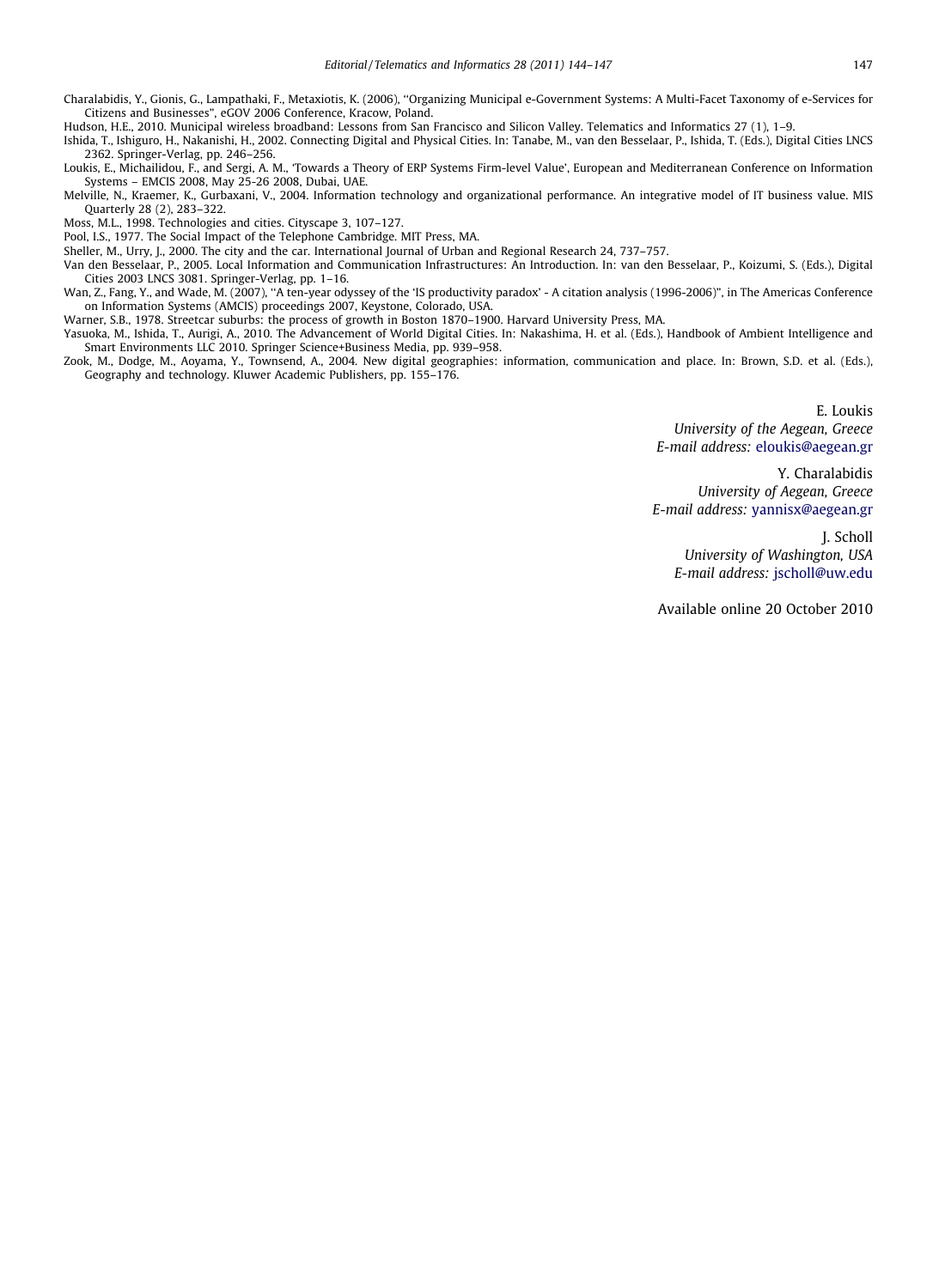Charalabidis, Y., Gionis, G., Lampathaki, F., Metaxiotis, K. (2006), ''Organizing Municipal e-Government Systems: A Multi-Facet Taxonomy of e-Services for Citizens and Businesses'', eGOV 2006 Conference, Kracow, Poland.

Hudson, H.E., 2010. Municipal wireless broadband: Lessons from San Francisco and Silicon Valley. Telematics and Informatics 27 (1), 1–9.

Ishida, T., Ishiguro, H., Nakanishi, H., 2002. Connecting Digital and Physical Cities. In: Tanabe, M., van den Besselaar, P., Ishida, T. (Eds.), Digital Cities LNCS 2362. Springer-Verlag, pp. 246–256.

Loukis, E., Michailidou, F., and Sergi, A. M., 'Towards a Theory of ERP Systems Firm-level Value', European and Mediterranean Conference on Information Systems – EMCIS 2008, May 25-26 2008, Dubai, UAE.

Melville, N., Kraemer, K., Gurbaxani, V., 2004. Information technology and organizational performance. An integrative model of IT business value. MIS Quarterly 28 (2), 283–322.

Moss, M.L., 1998. Technologies and cities. Cityscape 3, 107–127.

Pool, I.S., 1977. The Social Impact of the Telephone Cambridge. MIT Press, MA.

Sheller, M., Urry, J., 2000. The city and the car. International Journal of Urban and Regional Research 24, 737–757.

Van den Besselaar, P., 2005. Local Information and Communication Infrastructures: An Introduction. In: van den Besselaar, P., Koizumi, S. (Eds.), Digital Cities 2003 LNCS 3081. Springer-Verlag, pp. 1–16.

Wan, Z., Fang, Y., and Wade, M. (2007), ''A ten-year odyssey of the 'IS productivity paradox' - A citation analysis (1996-2006)'', in The Americas Conference on Information Systems (AMCIS) proceedings 2007, Keystone, Colorado, USA.

Warner, S.B., 1978. Streetcar suburbs: the process of growth in Boston 1870–1900. Harvard University Press, MA.

Yasuoka, M., Ishida, T., Aurigi, A., 2010. The Advancement of World Digital Cities. In: Nakashima, H. et al. (Eds.), Handbook of Ambient Intelligence and Smart Environments LLC 2010. Springer Science+Business Media, pp. 939–958.

Zook, M., Dodge, M., Aoyama, Y., Townsend, A., 2004. New digital geographies: information, communication and place. In: Brown, S.D. et al. (Eds.), Geography and technology. Kluwer Academic Publishers, pp. 155–176.

E. Loukis
*University of the Aegean, Greece*
*E-mail address:* eloukis@aegean.gr

Y. Charalabidis
*University of Aegean, Greece*
*E-mail address:* yannisx@aegean.gr

J. Scholl
*University of Washington, USA*
*E-mail address:* jscholl@uw.edu

Available online 20 October 2010